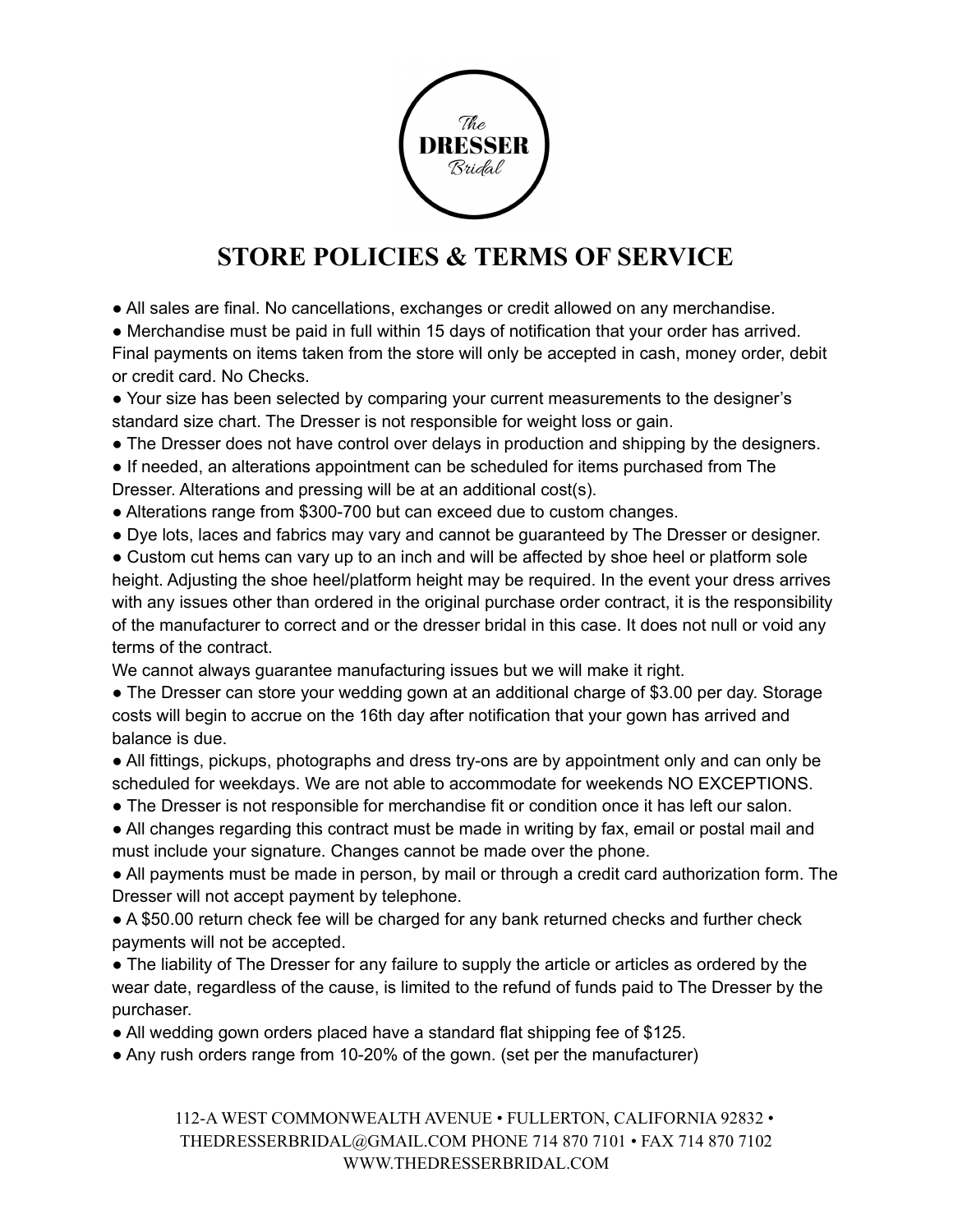The DRESSER Bridal

# STORE POLICIES & TERMS OF SERVICE

- All sales are final. No cancellations, exchanges or credit allowed on any merchandise.
- Merchandise must be paid in full within 15 days of notification that your order has arrived. Final payments on items taken from the store will only be accepted in cash, money order, debit or credit card. No Checks.
- Your size has been selected by comparing your current measurements to the designer's standard size chart. The Dresser is not responsible for weight loss or gain.
- The Dresser does not have control over delays in production and shipping by the designers.
- If needed, an alterations appointment can be scheduled for items purchased from The Dresser. Alterations and pressing will be at an additional cost(s).
- Alterations range from $300-700 but can exceed due to custom changes.
- Dye lots, laces and fabrics may vary and cannot be guaranteed by The Dresser or designer.
- Custom cut hems can vary up to an inch and will be affected by shoe heel or platform sole height. Adjusting the shoe heel/platform height may be required. In the event your dress arrives with any issues other than ordered in the original purchase order contract, it is the responsibility of the manufacturer to correct and or the dresser bridal in this case. It does not null or void any terms of the contract.

We cannot always guarantee manufacturing issues but we will make it right.

- The Dresser can store your wedding gown at an additional charge of $3.00 per day. Storage costs will begin to accrue on the 16th day after notification that your gown has arrived and balance is due.
- All fittings, pickups, photographs and dress try-ons are by appointment only and can only be scheduled for weekdays. We are not able to accommodate for weekends NO EXCEPTIONS.
- The Dresser is not responsible for merchandise fit or condition once it has left our salon.
- All changes regarding this contract must be made in writing by fax, email or postal mail and must include your signature. Changes cannot be made over the phone.
- All payments must be made in person, by mail or through a credit card authorization form. The Dresser will not accept payment by telephone.
- A $50.00 return check fee will be charged for any bank returned checks and further check payments will not be accepted.
- The liability of The Dresser for any failure to supply the article or articles as ordered by the wear date, regardless of the cause, is limited to the refund of funds paid to The Dresser by the purchaser.
- All wedding gown orders placed have a standard flat shipping fee of $125.
- Any rush orders range from 10-20% of the gown. (set per the manufacturer)

112-A WEST COMMONWEALTH AVENUE • FULLERTON, CALIFORNIA 92832 • THEDRESSERBRIDAL@GMAIL.COM PHONE 714 870 7101 • FAX 714 870 7102 WWW.THEDRESSERBRIDAL.COM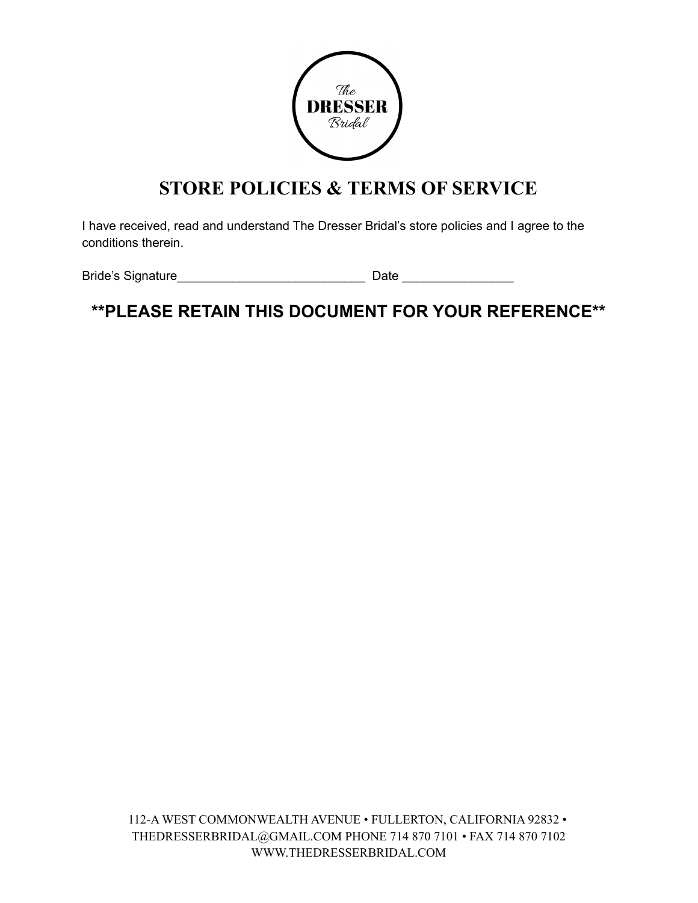The DRESSER Bridal

# STORE POLICIES & TERMS OF SERVICE

I have received, read and understand The Dresser Bridal's store policies and I agree to the conditions therein.

Bride's Signature___________________________ Date ________________

## **PLEASE RETAIN THIS DOCUMENT FOR YOUR REFERENCE**

112-A WEST COMMONWEALTH AVENUE • FULLERTON, CALIFORNIA 92832 • THEDRESSERBRIDAL@GMAIL.COM PHONE 714 870 7101 • FAX 714 870 7102 WWW.THEDRESSERBRIDAL.COM